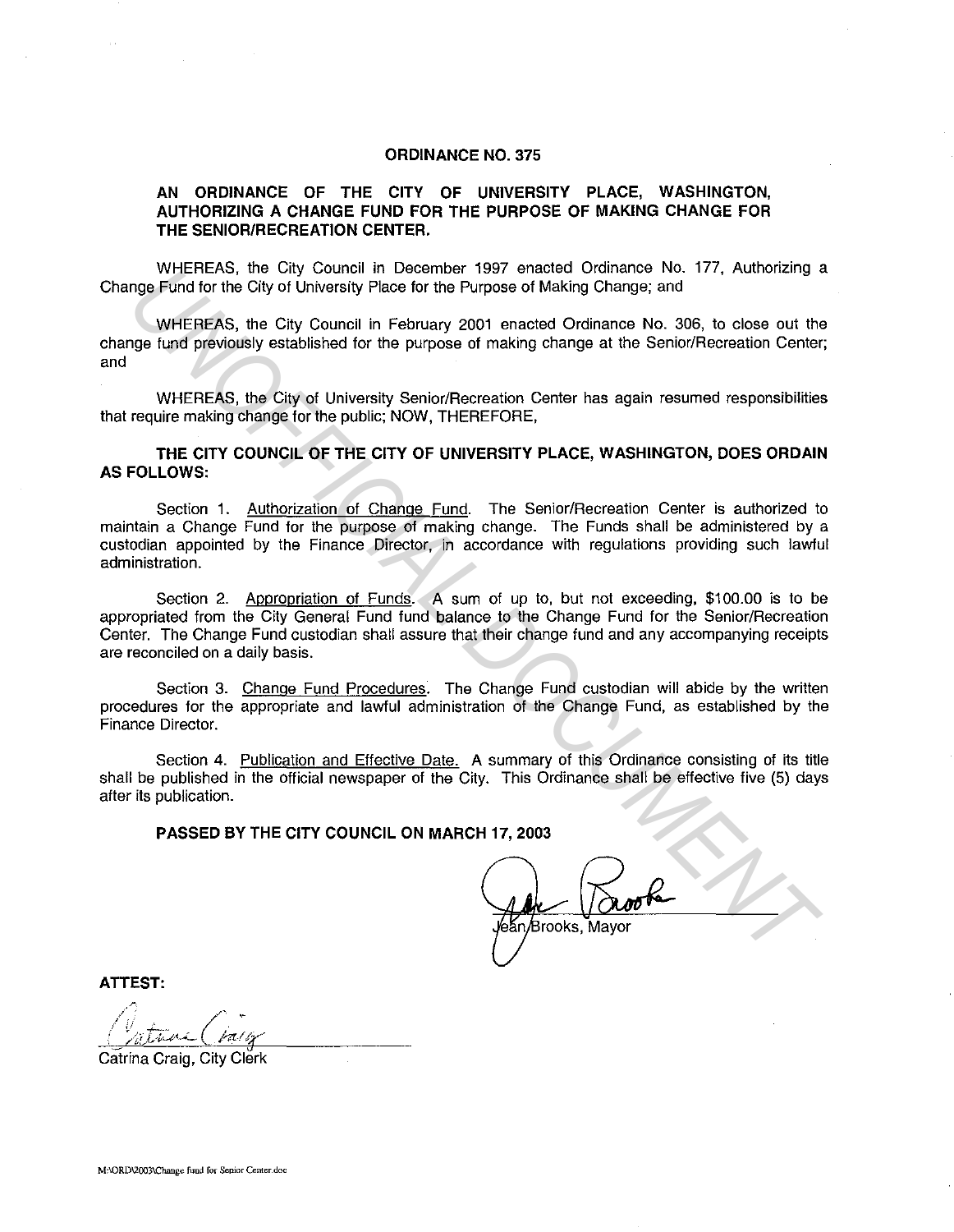# ORDINANCE NO. 375

## AN ORDINANCE OF THE CITY OF UNIVERSITY PLACE, WASHINGTON, AUTHORIZING A CHANGE FUND FOR THE PURPOSE OF MAKING CHANGE FOR THE SENIOR/RECREATION CENTER.

WHEREAS, the City Council in December 1997 enacted Ordinance No. 177, Authorizing a Change Fund for the City of University Place for the Purpose of Making Change; and

WHEREAS, the City Council in February 2001 enacted Ordinance No. 306, to close out the change fund previously established for the purpose of making change at the Senior/Recreation Center; and

WHEREAS, the City of University Senior/Recreation Center has again resumed responsibilities that require making change for the public; NOW, THEREFORE,

**THE CITY COUNCIL OF THE CITY OF UNIVERSITY PLACE, WASHINGTON, DOES ORDAIN AS FOLLOWS:**

Section 1. Authorization of Change Fund. The Senior/Recreation Center is authorized to maintain a Change Fund for the purpose of making change. The Funds shall be administered by a custodian appointed by the Finance Director, in accordance with regulations providing such lawful administration.

Section 2. Appropriation of Funds. A sum of up to, but not exceeding, $100.00 is to be appropriated from the City General Fund fund balance to the Change Fund for the Senior/Recreation Center. The Change Fund custodian shall assure that their change fund and any accompanying receipts are reconciled on a daily basis.

Section 3. Change Fund Procedures. The Change Fund custodian will abide by the written procedures for the appropriate and lawful administration of the Change Fund, as established by the Finance Director.

Section 4. Publication and Effective Date. A summary of this Ordinance consisting of its title shall be published in the official newspaper of the City. This Ordinance shall be effective five (5) days after its publication.

**PASSED BY THE CITY COUNCIL ON MARCH 17, 2003**

Jean Brooks, Mayor

**ATTEST:**

Catrina Craig, City Clerk

M:\ORD\2003\Change fund for Senior Center.doc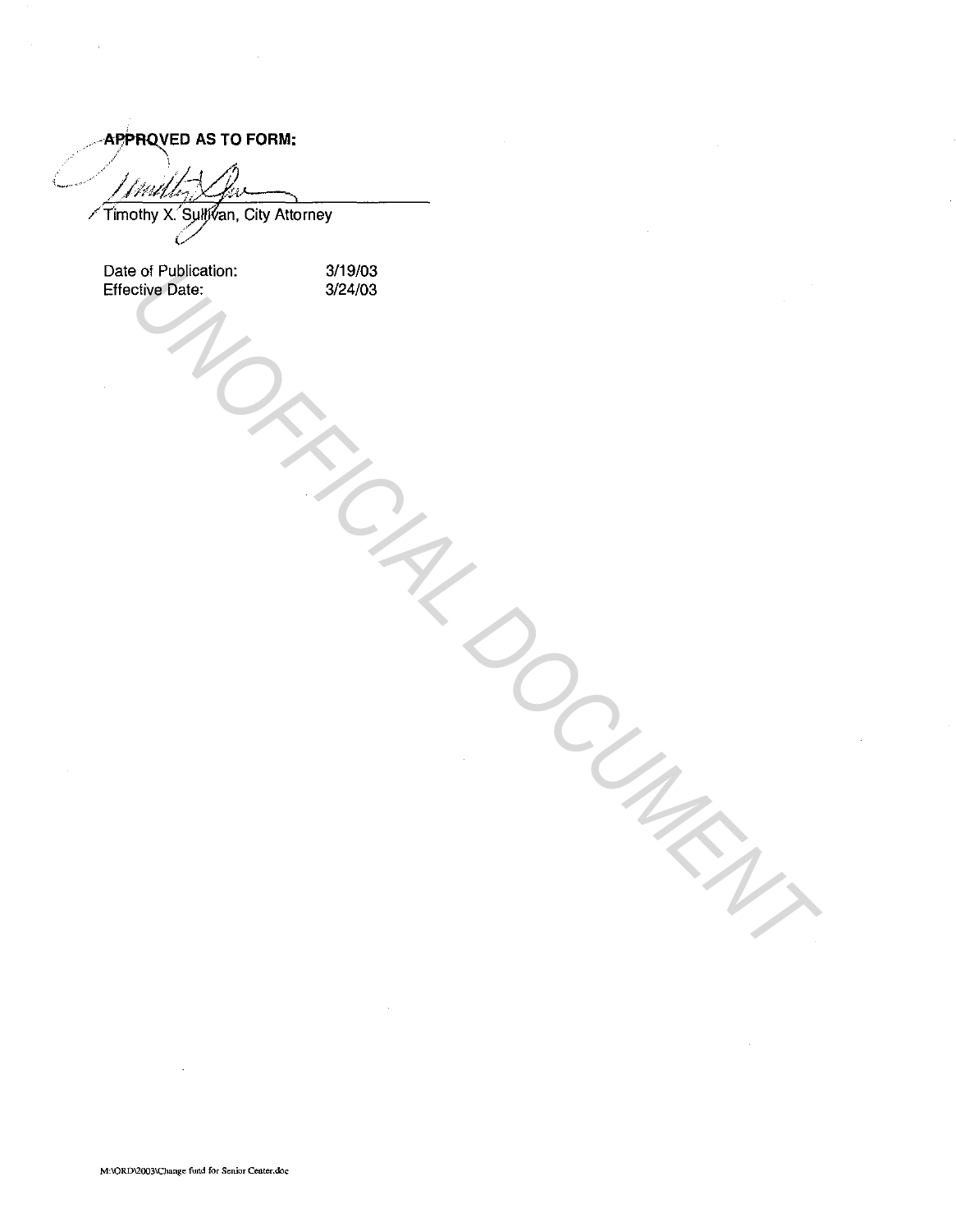**APPROVED AS TO FORM:**

Timothy X. Sullivan, City Attorney

| | |
|---|---|
| Date of Publication: | 3/19/03 |
| Effective Date: | 3/24/03 |

UNOFFICIAL DOCUMENT

M:\ORD\2003\Change fund for Senior Center.doc